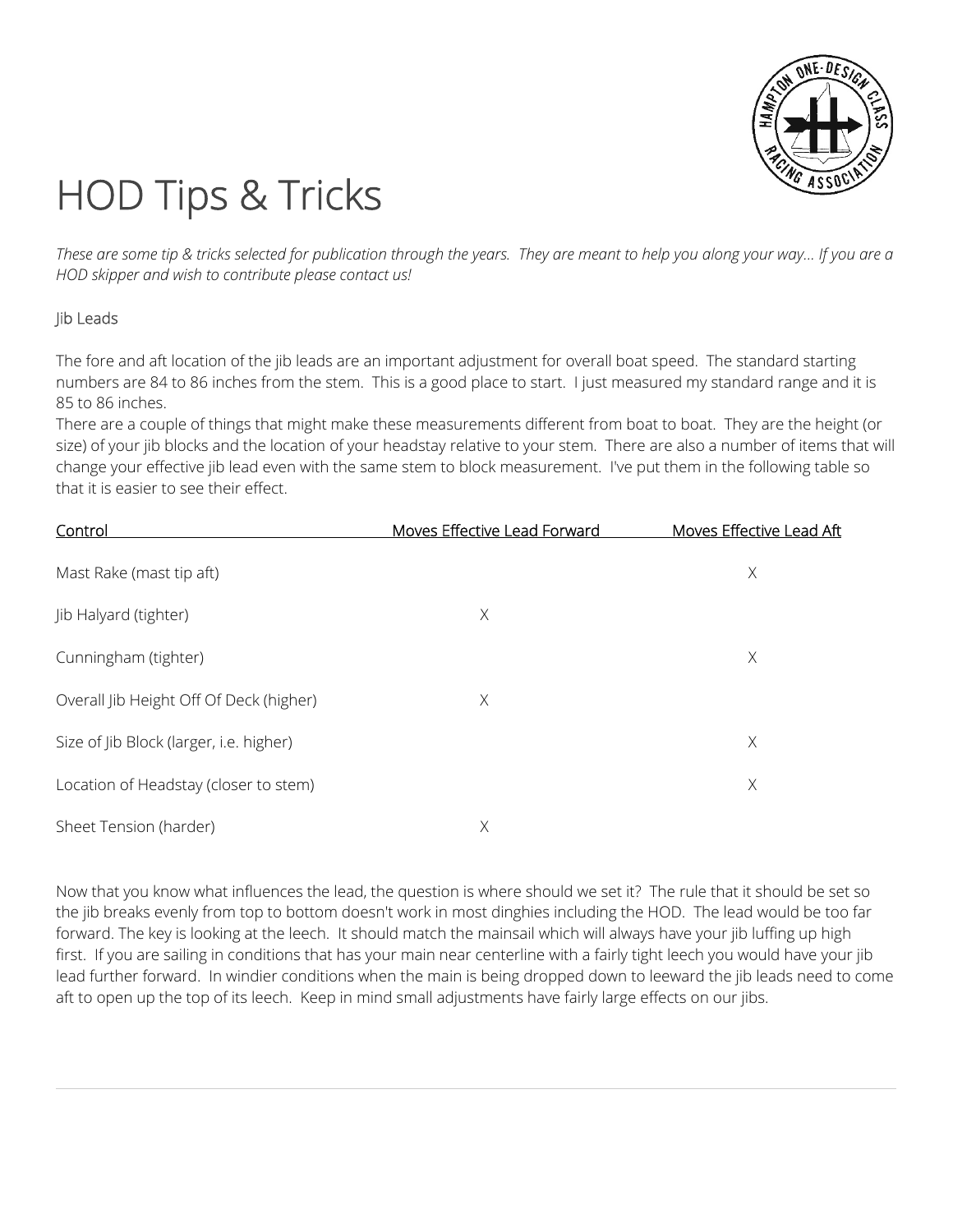# HOD Tips & Tricks

*These are some tip & tricks selected for publication through the years. They are meant to help you along your way... If you are a HOD skipper and wish to contribute please contact us!*

Jib Leads

The fore and aft location of the jib leads are an important adjustment for overall boat speed. The standard starting numbers are 84 to 86 inches from the stem. This is a good place to start. I just measured my standard range and it is 85 to 86 inches.

There are a couple of things that might make these measurements different from boat to boat. They are the height (or size) of your jib blocks and the location of your headstay relative to your stem. There are also a number of items that will change your effective jib lead even with the same stem to block measurement. I've put them in the following table so that it is easier to see their effect.

| Control | Moves Effective Lead Forward | Moves Effective Lead Aft |
|---|---|---|
| Mast Rake (mast tip aft) | | X |
| Jib Halyard (tighter) | X | |
| Cunningham (tighter) | | X |
| Overall Jib Height Off Of Deck (higher) | X | |
| Size of Jib Block (larger, i.e. higher) | | X |
| Location of Headstay (closer to stem) | | X |
| Sheet Tension (harder) | X | |

Now that you know what influences the lead, the question is where should we set it? The rule that it should be set so the jib breaks evenly from top to bottom doesn't work in most dinghies including the HOD. The lead would be too far forward. The key is looking at the leech. It should match the mainsail which will always have your jib luffing up high first. If you are sailing in conditions that has your main near centerline with a fairly tight leech you would have your jib lead further forward. In windier conditions when the main is being dropped down to leeward the jib leads need to come aft to open up the top of its leech. Keep in mind small adjustments have fairly large effects on our jibs.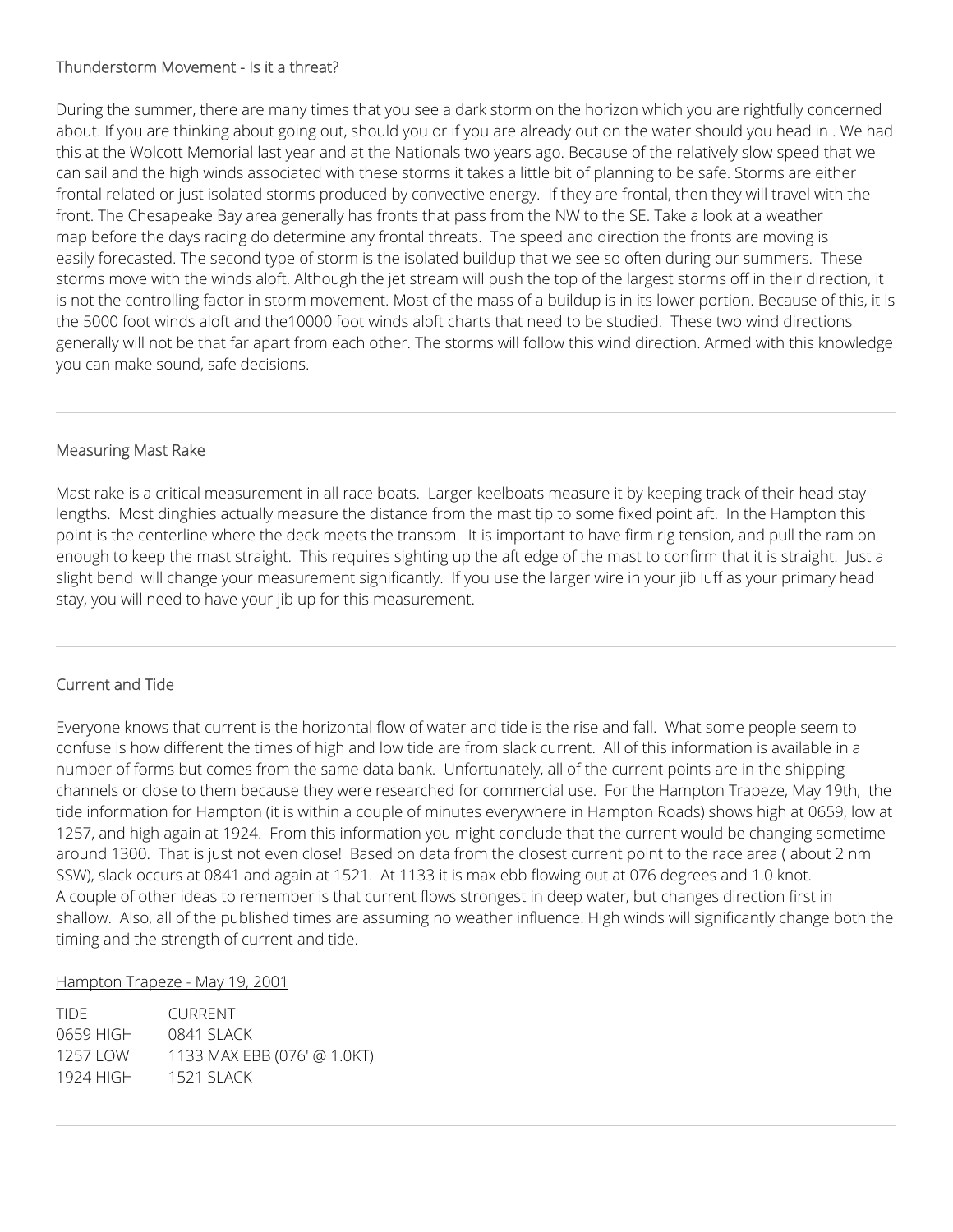## Thunderstorm Movement - Is it a threat?

During the summer, there are many times that you see a dark storm on the horizon which you are rightfully concerned about. If you are thinking about going out, should you or if you are already out on the water should you head in . We had this at the Wolcott Memorial last year and at the Nationals two years ago. Because of the relatively slow speed that we can sail and the high winds associated with these storms it takes a little bit of planning to be safe. Storms are either frontal related or just isolated storms produced by convective energy. If they are frontal, then they will travel with the front. The Chesapeake Bay area generally has fronts that pass from the NW to the SE. Take a look at a weather map before the days racing do determine any frontal threats. The speed and direction the fronts are moving is easily forecasted. The second type of storm is the isolated buildup that we see so often during our summers. These storms move with the winds aloft. Although the jet stream will push the top of the largest storms off in their direction, it is not the controlling factor in storm movement. Most of the mass of a buildup is in its lower portion. Because of this, it is the 5000 foot winds aloft and the10000 foot winds aloft charts that need to be studied. These two wind directions generally will not be that far apart from each other. The storms will follow this wind direction. Armed with this knowledge you can make sound, safe decisions.

---

## Measuring Mast Rake

Mast rake is a critical measurement in all race boats. Larger keelboats measure it by keeping track of their head stay lengths. Most dinghies actually measure the distance from the mast tip to some fixed point aft. In the Hampton this point is the centerline where the deck meets the transom. It is important to have firm rig tension, and pull the ram on enough to keep the mast straight. This requires sighting up the aft edge of the mast to confirm that it is straight. Just a slight bend will change your measurement significantly. If you use the larger wire in your jib luff as your primary head stay, you will need to have your jib up for this measurement.

---

## Current and Tide

Everyone knows that current is the horizontal flow of water and tide is the rise and fall. What some people seem to confuse is how different the times of high and low tide are from slack current. All of this information is available in a number of forms but comes from the same data bank. Unfortunately, all of the current points are in the shipping channels or close to them because they were researched for commercial use. For the Hampton Trapeze, May 19th, the tide information for Hampton (it is within a couple of minutes everywhere in Hampton Roads) shows high at 0659, low at 1257, and high again at 1924. From this information you might conclude that the current would be changing sometime around 1300. That is just not even close! Based on data from the closest current point to the race area ( about 2 nm SSW), slack occurs at 0841 and again at 1521. At 1133 it is max ebb flowing out at 076 degrees and 1.0 knot.
A couple of other ideas to remember is that current flows strongest in deep water, but changes direction first in shallow. Also, all of the published times are assuming no weather influence. High winds will significantly change both the timing and the strength of current and tide.

Hampton Trapeze - May 19, 2001

| TIDE | CURRENT |
|---|---|
| 0659 HIGH | 0841 SLACK |
| 1257 LOW | 1133 MAX EBB (076' @ 1.0KT) |
| 1924 HIGH | 1521 SLACK |

---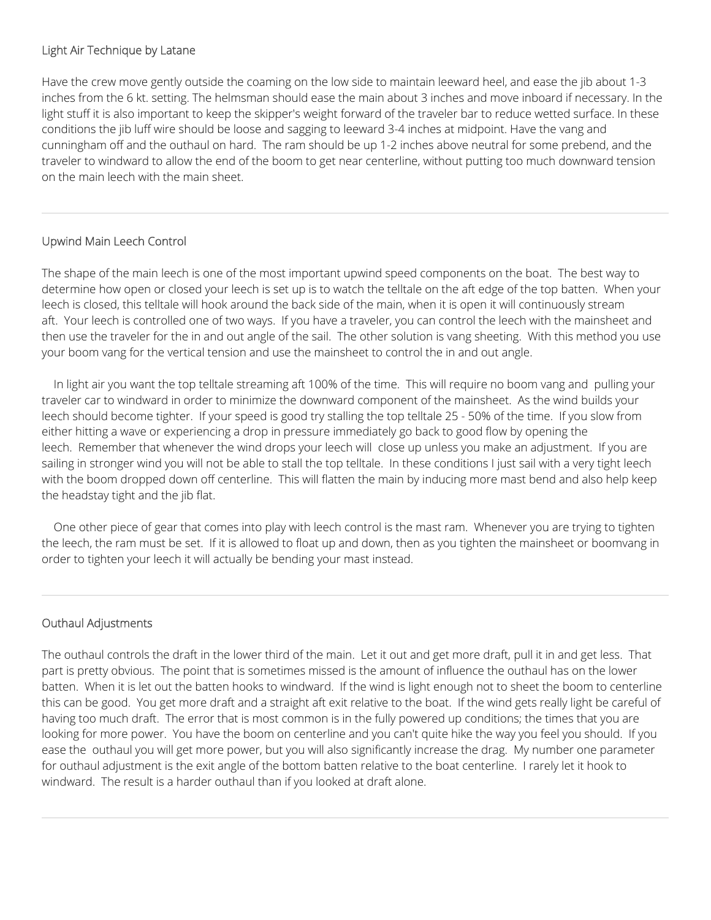## Light Air Technique by Latane

Have the crew move gently outside the coaming on the low side to maintain leeward heel, and ease the jib about 1-3 inches from the 6 kt. setting. The helmsman should ease the main about 3 inches and move inboard if necessary. In the light stuff it is also important to keep the skipper's weight forward of the traveler bar to reduce wetted surface. In these conditions the jib luff wire should be loose and sagging to leeward 3-4 inches at midpoint. Have the vang and cunningham off and the outhaul on hard. The ram should be up 1-2 inches above neutral for some prebend, and the traveler to windward to allow the end of the boom to get near centerline, without putting too much downward tension on the main leech with the main sheet.

---

## Upwind Main Leech Control

The shape of the main leech is one of the most important upwind speed components on the boat. The best way to determine how open or closed your leech is set up is to watch the telltale on the aft edge of the top batten. When your leech is closed, this telltale will hook around the back side of the main, when it is open it will continuously stream aft. Your leech is controlled one of two ways. If you have a traveler, you can control the leech with the mainsheet and then use the traveler for the in and out angle of the sail. The other solution is vang sheeting. With this method you use your boom vang for the vertical tension and use the mainsheet to control the in and out angle.

In light air you want the top telltale streaming aft 100% of the time. This will require no boom vang and pulling your traveler car to windward in order to minimize the downward component of the mainsheet. As the wind builds your leech should become tighter. If your speed is good try stalling the top telltale 25 - 50% of the time. If you slow from either hitting a wave or experiencing a drop in pressure immediately go back to good flow by opening the leech. Remember that whenever the wind drops your leech will close up unless you make an adjustment. If you are sailing in stronger wind you will not be able to stall the top telltale. In these conditions I just sail with a very tight leech with the boom dropped down off centerline. This will flatten the main by inducing more mast bend and also help keep the headstay tight and the jib flat.

One other piece of gear that comes into play with leech control is the mast ram. Whenever you are trying to tighten the leech, the ram must be set. If it is allowed to float up and down, then as you tighten the mainsheet or boomvang in order to tighten your leech it will actually be bending your mast instead.

---

## Outhaul Adjustments

The outhaul controls the draft in the lower third of the main. Let it out and get more draft, pull it in and get less. That part is pretty obvious. The point that is sometimes missed is the amount of influence the outhaul has on the lower batten. When it is let out the batten hooks to windward. If the wind is light enough not to sheet the boom to centerline this can be good. You get more draft and a straight aft exit relative to the boat. If the wind gets really light be careful of having too much draft. The error that is most common is in the fully powered up conditions; the times that you are looking for more power. You have the boom on centerline and you can't quite hike the way you feel you should. If you ease the outhaul you will get more power, but you will also significantly increase the drag. My number one parameter for outhaul adjustment is the exit angle of the bottom batten relative to the boat centerline. I rarely let it hook to windward. The result is a harder outhaul than if you looked at draft alone.

---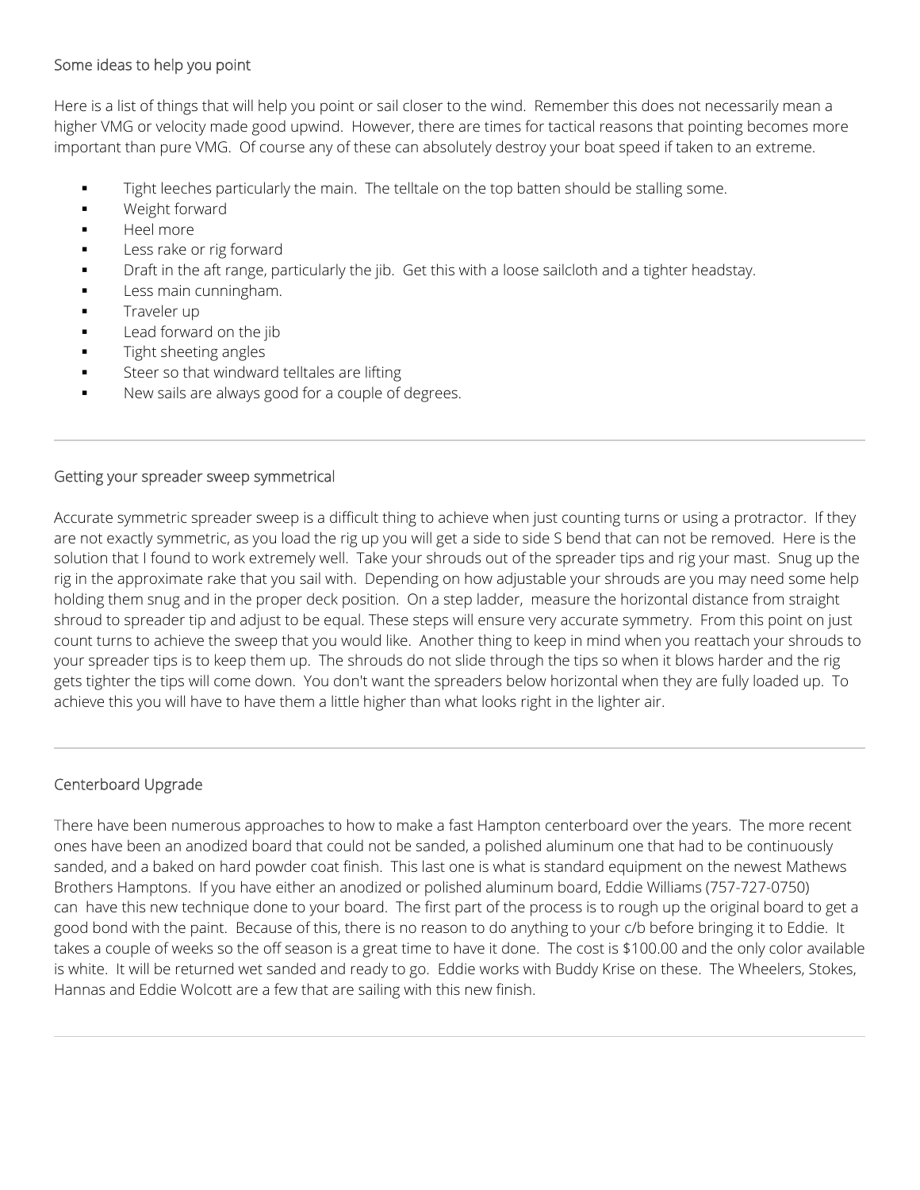## Some ideas to help you point

Here is a list of things that will help you point or sail closer to the wind. Remember this does not necessarily mean a higher VMG or velocity made good upwind. However, there are times for tactical reasons that pointing becomes more important than pure VMG. Of course any of these can absolutely destroy your boat speed if taken to an extreme.

- Tight leeches particularly the main. The telltale on the top batten should be stalling some.
- Weight forward
- Heel more
- Less rake or rig forward
- Draft in the aft range, particularly the jib. Get this with a loose sailcloth and a tighter headstay.
- Less main cunningham.
- Traveler up
- Lead forward on the jib
- Tight sheeting angles
- Steer so that windward telltales are lifting
- New sails are always good for a couple of degrees.

---

## Getting your spreader sweep symmetrical

Accurate symmetric spreader sweep is a difficult thing to achieve when just counting turns or using a protractor. If they are not exactly symmetric, as you load the rig up you will get a side to side S bend that can not be removed. Here is the solution that I found to work extremely well. Take your shrouds out of the spreader tips and rig your mast. Snug up the rig in the approximate rake that you sail with. Depending on how adjustable your shrouds are you may need some help holding them snug and in the proper deck position. On a step ladder, measure the horizontal distance from straight shroud to spreader tip and adjust to be equal. These steps will ensure very accurate symmetry. From this point on just count turns to achieve the sweep that you would like. Another thing to keep in mind when you reattach your shrouds to your spreader tips is to keep them up. The shrouds do not slide through the tips so when it blows harder and the rig gets tighter the tips will come down. You don't want the spreaders below horizontal when they are fully loaded up. To achieve this you will have to have them a little higher than what looks right in the lighter air.

---

## Centerboard Upgrade

There have been numerous approaches to how to make a fast Hampton centerboard over the years. The more recent ones have been an anodized board that could not be sanded, a polished aluminum one that had to be continuously sanded, and a baked on hard powder coat finish. This last one is what is standard equipment on the newest Mathews Brothers Hamptons. If you have either an anodized or polished aluminum board, Eddie Williams (757-727-0750) can have this new technique done to your board. The first part of the process is to rough up the original board to get a good bond with the paint. Because of this, there is no reason to do anything to your c/b before bringing it to Eddie. It takes a couple of weeks so the off season is a great time to have it done. The cost is $100.00 and the only color available is white. It will be returned wet sanded and ready to go. Eddie works with Buddy Krise on these. The Wheelers, Stokes, Hannas and Eddie Wolcott are a few that are sailing with this new finish.

---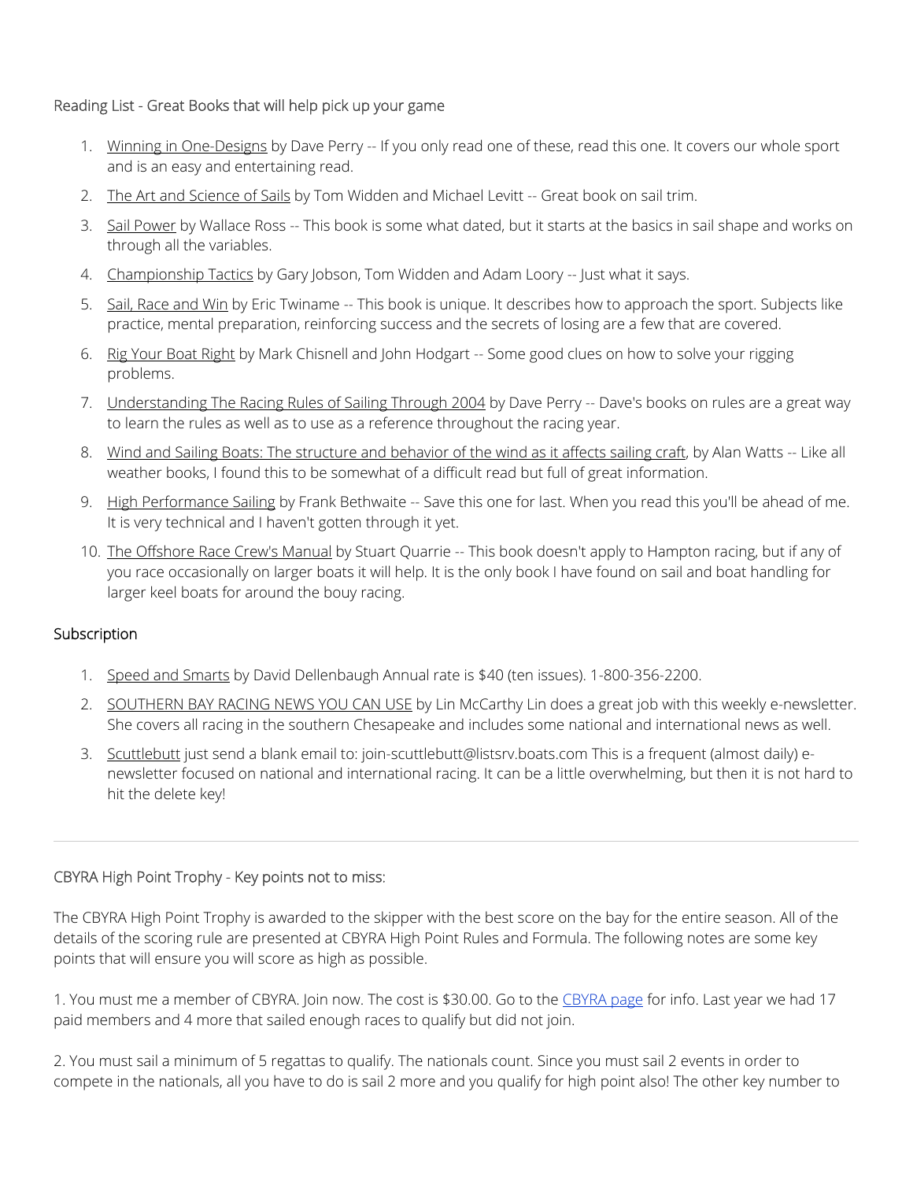Reading List - Great Books that will help pick up your game

1. Winning in One-Designs by Dave Perry -- If you only read one of these, read this one. It covers our whole sport and is an easy and entertaining read.
2. The Art and Science of Sails by Tom Widden and Michael Levitt -- Great book on sail trim.
3. Sail Power by Wallace Ross -- This book is some what dated, but it starts at the basics in sail shape and works on through all the variables.
4. Championship Tactics by Gary Jobson, Tom Widden and Adam Loory -- Just what it says.
5. Sail, Race and Win by Eric Twiname -- This book is unique. It describes how to approach the sport. Subjects like practice, mental preparation, reinforcing success and the secrets of losing are a few that are covered.
6. Rig Your Boat Right by Mark Chisnell and John Hodgart -- Some good clues on how to solve your rigging problems.
7. Understanding The Racing Rules of Sailing Through 2004 by Dave Perry -- Dave's books on rules are a great way to learn the rules as well as to use as a reference throughout the racing year.
8. Wind and Sailing Boats: The structure and behavior of the wind as it affects sailing craft, by Alan Watts -- Like all weather books, I found this to be somewhat of a difficult read but full of great information.
9. High Performance Sailing by Frank Bethwaite -- Save this one for last. When you read this you'll be ahead of me. It is very technical and I haven't gotten through it yet.
10. The Offshore Race Crew's Manual by Stuart Quarrie -- This book doesn't apply to Hampton racing, but if any of you race occasionally on larger boats it will help. It is the only book I have found on sail and boat handling for larger keel boats for around the bouy racing.

Subscription

1. Speed and Smarts by David Dellenbaugh Annual rate is $40 (ten issues). 1-800-356-2200.
2. SOUTHERN BAY RACING NEWS YOU CAN USE by Lin McCarthy Lin does a great job with this weekly e-newsletter. She covers all racing in the southern Chesapeake and includes some national and international news as well.
3. Scuttlebutt just send a blank email to: join-scuttlebutt@listsrv.boats.com This is a frequent (almost daily) e-newsletter focused on national and international racing. It can be a little overwhelming, but then it is not hard to hit the delete key!

---

CBYRA High Point Trophy - Key points not to miss:

The CBYRA High Point Trophy is awarded to the skipper with the best score on the bay for the entire season. All of the details of the scoring rule are presented at CBYRA High Point Rules and Formula. The following notes are some key points that will ensure you will score as high as possible.

1. You must me a member of CBYRA. Join now. The cost is $30.00. Go to the CBYRA page for info. Last year we had 17 paid members and 4 more that sailed enough races to qualify but did not join.

2. You must sail a minimum of 5 regattas to qualify. The nationals count. Since you must sail 2 events in order to compete in the nationals, all you have to do is sail 2 more and you qualify for high point also! The other key number to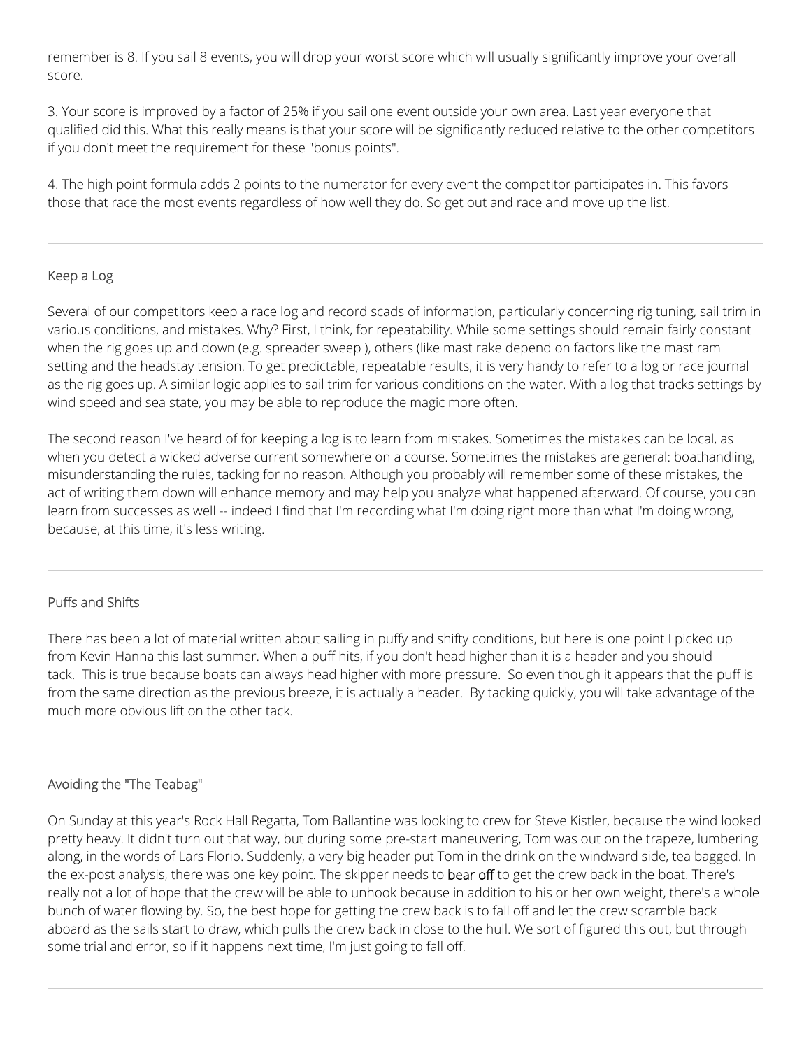remember is 8. If you sail 8 events, you will drop your worst score which will usually significantly improve your overall score.

3. Your score is improved by a factor of 25% if you sail one event outside your own area. Last year everyone that qualified did this. What this really means is that your score will be significantly reduced relative to the other competitors if you don't meet the requirement for these "bonus points".

4. The high point formula adds 2 points to the numerator for every event the competitor participates in. This favors those that race the most events regardless of how well they do. So get out and race and move up the list.

---

## Keep a Log

Several of our competitors keep a race log and record scads of information, particularly concerning rig tuning, sail trim in various conditions, and mistakes. Why? First, I think, for repeatability. While some settings should remain fairly constant when the rig goes up and down (e.g. spreader sweep ), others (like mast rake depend on factors like the mast ram setting and the headstay tension. To get predictable, repeatable results, it is very handy to refer to a log or race journal as the rig goes up. A similar logic applies to sail trim for various conditions on the water. With a log that tracks settings by wind speed and sea state, you may be able to reproduce the magic more often.

The second reason I've heard of for keeping a log is to learn from mistakes. Sometimes the mistakes can be local, as when you detect a wicked adverse current somewhere on a course. Sometimes the mistakes are general: boathandling, misunderstanding the rules, tacking for no reason. Although you probably will remember some of these mistakes, the act of writing them down will enhance memory and may help you analyze what happened afterward. Of course, you can learn from successes as well -- indeed I find that I'm recording what I'm doing right more than what I'm doing wrong, because, at this time, it's less writing.

---

## Puffs and Shifts

There has been a lot of material written about sailing in puffy and shifty conditions, but here is one point I picked up from Kevin Hanna this last summer. When a puff hits, if you don't head higher than it is a header and you should tack. This is true because boats can always head higher with more pressure. So even though it appears that the puff is from the same direction as the previous breeze, it is actually a header. By tacking quickly, you will take advantage of the much more obvious lift on the other tack.

---

## Avoiding the "The Teabag"

On Sunday at this year's Rock Hall Regatta, Tom Ballantine was looking to crew for Steve Kistler, because the wind looked pretty heavy. It didn't turn out that way, but during some pre-start maneuvering, Tom was out on the trapeze, lumbering along, in the words of Lars Florio. Suddenly, a very big header put Tom in the drink on the windward side, tea bagged. In the ex-post analysis, there was one key point. The skipper needs to **bear off** to get the crew back in the boat. There's really not a lot of hope that the crew will be able to unhook because in addition to his or her own weight, there's a whole bunch of water flowing by. So, the best hope for getting the crew back is to fall off and let the crew scramble back aboard as the sails start to draw, which pulls the crew back in close to the hull. We sort of figured this out, but through some trial and error, so if it happens next time, I'm just going to fall off.

---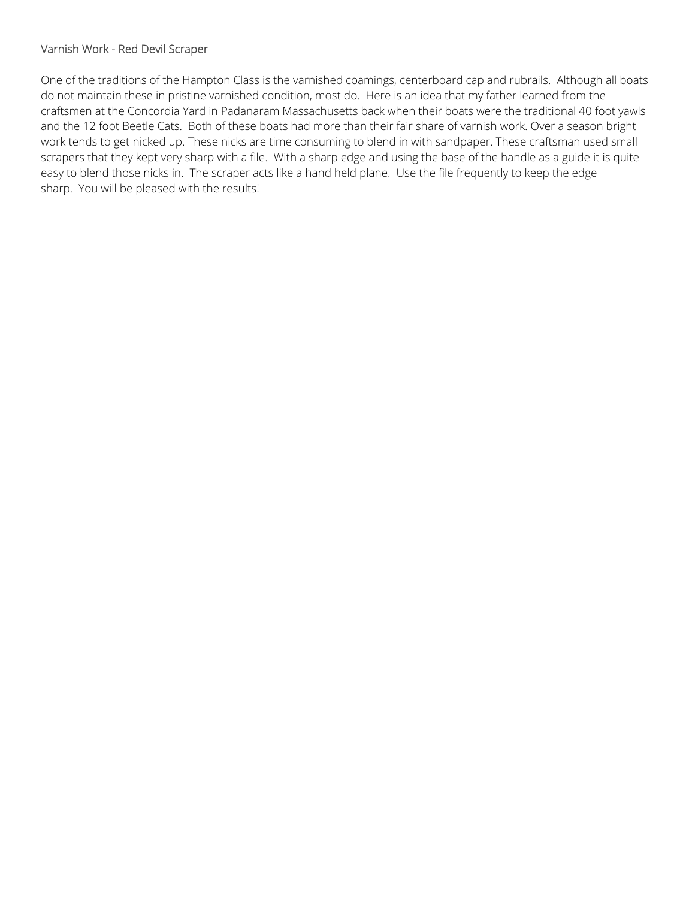## Varnish Work - Red Devil Scraper

One of the traditions of the Hampton Class is the varnished coamings, centerboard cap and rubrails.  Although all boats do not maintain these in pristine varnished condition, most do.  Here is an idea that my father learned from the craftsmen at the Concordia Yard in Padanaram Massachusetts back when their boats were the traditional 40 foot yawls and the 12 foot Beetle Cats.  Both of these boats had more than their fair share of varnish work. Over a season bright work tends to get nicked up. These nicks are time consuming to blend in with sandpaper. These craftsman used small scrapers that they kept very sharp with a file.  With a sharp edge and using the base of the handle as a guide it is quite easy to blend those nicks in.  The scraper acts like a hand held plane.  Use the file frequently to keep the edge sharp.  You will be pleased with the results!